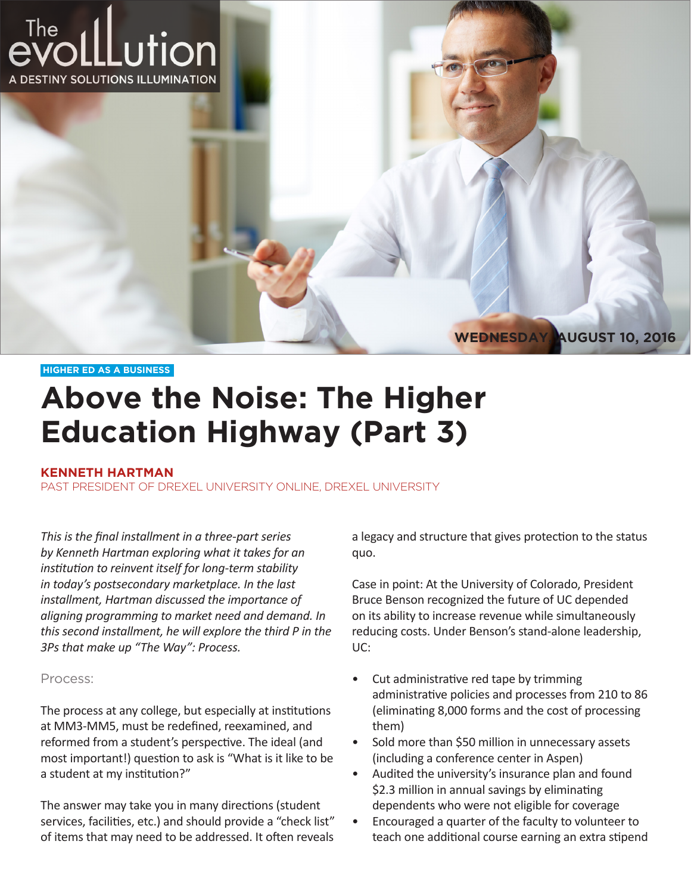The evoLLution
A DESTINY SOLUTIONS ILLUMINATION

WEDNESDAY, AUGUST 10, 2016

HIGHER ED AS A BUSINESS

# Above the Noise: The Higher Education Highway (Part 3)

**KENNETH HARTMAN**
PAST PRESIDENT OF DREXEL UNIVERSITY ONLINE, DREXEL UNIVERSITY

*This is the final installment in a three-part series by Kenneth Hartman exploring what it takes for an institution to reinvent itself for long-term stability in today's postsecondary marketplace. In the last installment, Hartman discussed the importance of aligning programming to market need and demand. In this second installment, he will explore the third P in the 3Ps that make up "The Way": Process.*

## Process:

The process at any college, but especially at institutions at MM3-MM5, must be redefined, reexamined, and reformed from a student's perspective. The ideal (and most important!) question to ask is "What is it like to be a student at my institution?"

The answer may take you in many directions (student services, facilities, etc.) and should provide a "check list" of items that may need to be addressed. It often reveals a legacy and structure that gives protection to the status quo.

Case in point: At the University of Colorado, President Bruce Benson recognized the future of UC depended on its ability to increase revenue while simultaneously reducing costs. Under Benson's stand-alone leadership, UC:

- Cut administrative red tape by trimming administrative policies and processes from 210 to 86 (eliminating 8,000 forms and the cost of processing them)
- Sold more than $50 million in unnecessary assets (including a conference center in Aspen)
- Audited the university's insurance plan and found $2.3 million in annual savings by eliminating dependents who were not eligible for coverage
- Encouraged a quarter of the faculty to volunteer to teach one additional course earning an extra stipend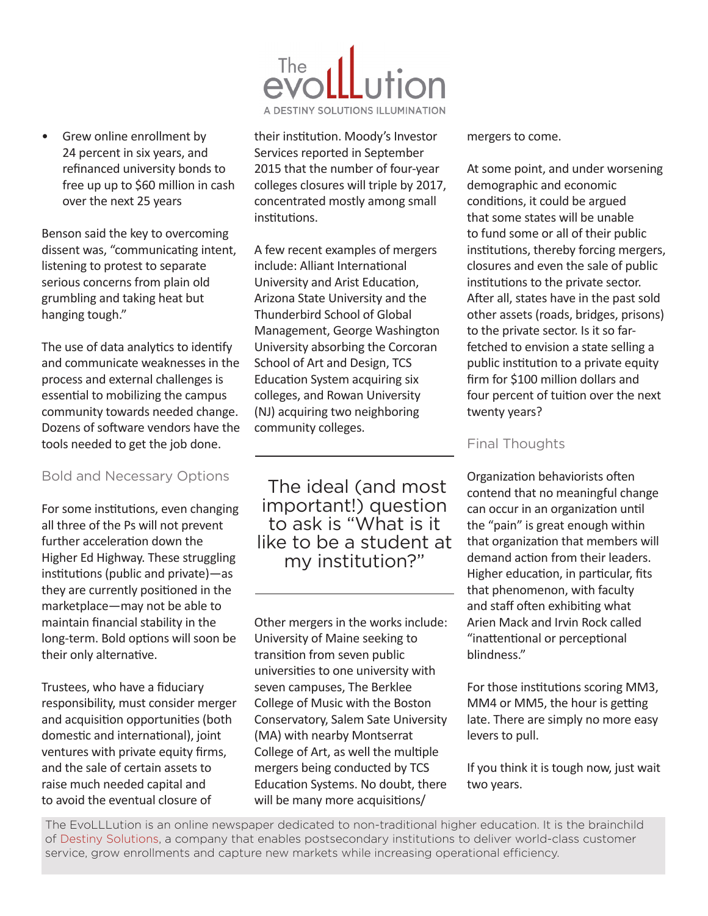- Grew online enrollment by 24 percent in six years, and refinanced university bonds to free up up to $60 million in cash over the next 25 years

Benson said the key to overcoming dissent was, "communicating intent, listening to protest to separate serious concerns from plain old grumbling and taking heat but hanging tough."

The use of data analytics to identify and communicate weaknesses in the process and external challenges is essential to mobilizing the campus community towards needed change. Dozens of software vendors have the tools needed to get the job done.

## Bold and Necessary Options

For some institutions, even changing all three of the Ps will not prevent further acceleration down the Higher Ed Highway. These struggling institutions (public and private)—as they are currently positioned in the marketplace—may not be able to maintain financial stability in the long-term. Bold options will soon be their only alternative.

Trustees, who have a fiduciary responsibility, must consider merger and acquisition opportunities (both domestic and international), joint ventures with private equity firms, and the sale of certain assets to raise much needed capital and to avoid the eventual closure of their institution. Moody's Investor Services reported in September 2015 that the number of four-year colleges closures will triple by 2017, concentrated mostly among small institutions.

A few recent examples of mergers include: Alliant International University and Arist Education, Arizona State University and the Thunderbird School of Global Management, George Washington University absorbing the Corcoran School of Art and Design, TCS Education System acquiring six colleges, and Rowan University (NJ) acquiring two neighboring community colleges.

> The ideal (and most important!) question to ask is "What is it like to be a student at my institution?"

Other mergers in the works include: University of Maine seeking to transition from seven public universities to one university with seven campuses, The Berklee College of Music with the Boston Conservatory, Salem Sate University (MA) with nearby Montserrat College of Art, as well the multiple mergers being conducted by TCS Education Systems. No doubt, there will be many more acquisitions/mergers to come.

At some point, and under worsening demographic and economic conditions, it could be argued that some states will be unable to fund some or all of their public institutions, thereby forcing mergers, closures and even the sale of public institutions to the private sector. After all, states have in the past sold other assets (roads, bridges, prisons) to the private sector. Is it so far-fetched to envision a state selling a public institution to a private equity firm for $100 million dollars and four percent of tuition over the next twenty years?

## Final Thoughts

Organization behaviorists often contend that no meaningful change can occur in an organization until the "pain" is great enough within that organization that members will demand action from their leaders. Higher education, in particular, fits that phenomenon, with faculty and staff often exhibiting what Arien Mack and Irvin Rock called "inattentional or perceptional blindness."

For those institutions scoring MM3, MM4 or MM5, the hour is getting late. There are simply no more easy levers to pull.

If you think it is tough now, just wait two years.

The EvoLLLution is an online newspaper dedicated to non-traditional higher education. It is the brainchild of Destiny Solutions, a company that enables postsecondary institutions to deliver world-class customer service, grow enrollments and capture new markets while increasing operational efficiency.